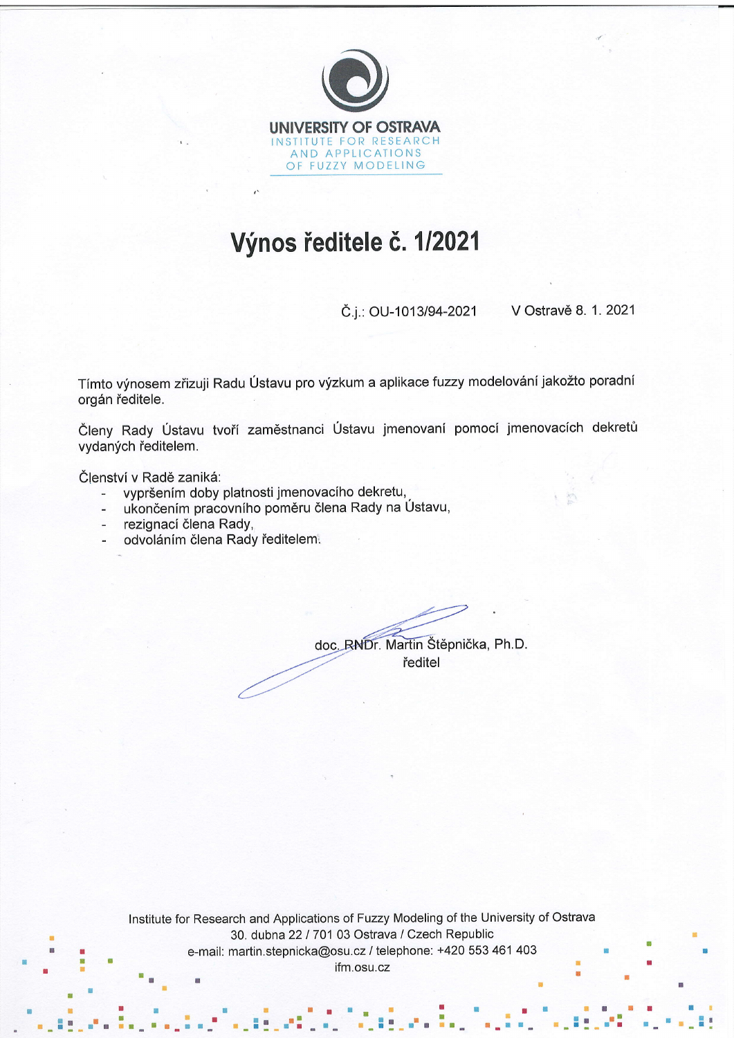UNIVERSITY OF OSTRAVA
INSTITUTE FOR RESEARCH AND APPLICATIONS OF FUZZY MODELING

# Výnos ředitele č. 1/2021

Č.j.: OU-1013/94-2021 V Ostravě 8. 1. 2021

Tímto výnosem zřizuji Radu Ústavu pro výzkum a aplikace fuzzy modelování jakožto poradní orgán ředitele.

Členy Rady Ústavu tvoří zaměstnanci Ústavu jmenovaní pomocí jmenovacích dekretů vydaných ředitelem.

Členství v Radě zaniká:

- vypršením doby platnosti jmenovacího dekretu,
- ukončením pracovního poměru člena Rady na Ústavu,
- rezignací člena Rady,
- odvoláním člena Rady ředitelem.

doc. RNDr. Martin Štěpnička, Ph.D.
ředitel

Institute for Research and Applications of Fuzzy Modeling of the University of Ostrava
30. dubna 22 / 701 03 Ostrava / Czech Republic
e-mail: martin.stepnicka@osu.cz / telephone: +420 553 461 403
ifm.osu.cz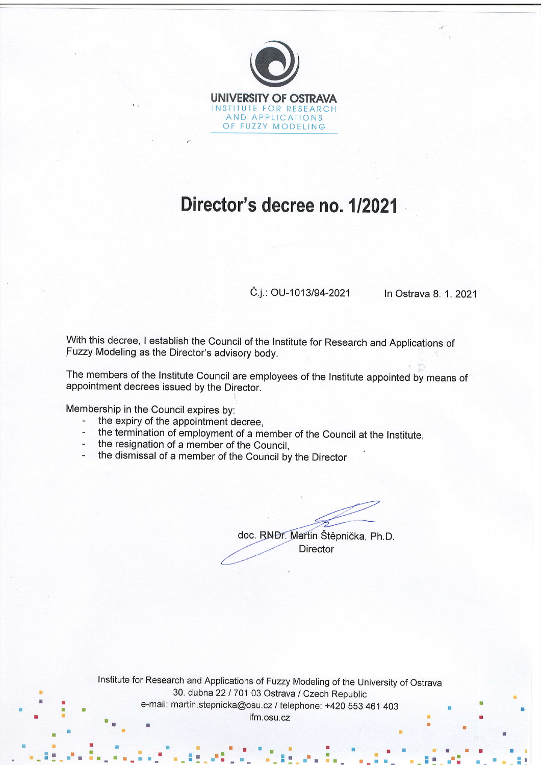UNIVERSITY OF OSTRAVA
INSTITUTE FOR RESEARCH AND APPLICATIONS OF FUZZY MODELING

# Director's decree no. 1/2021

Č.j.: OU-1013/94-2021 In Ostrava 8. 1. 2021

With this decree, I establish the Council of the Institute for Research and Applications of Fuzzy Modeling as the Director's advisory body.

The members of the Institute Council are employees of the Institute appointed by means of appointment decrees issued by the Director.

Membership in the Council expires by:

- the expiry of the appointment decree,
- the termination of employment of a member of the Council at the Institute,
- the resignation of a member of the Council,
- the dismissal of a member of the Council by the Director

doc. RNDr. Martin Štěpnička, Ph.D.
Director

Institute for Research and Applications of Fuzzy Modeling of the University of Ostrava
30. dubna 22 / 701 03 Ostrava / Czech Republic
e-mail: martin.stepnicka@osu.cz / telephone: +420 553 461 403
ifm.osu.cz